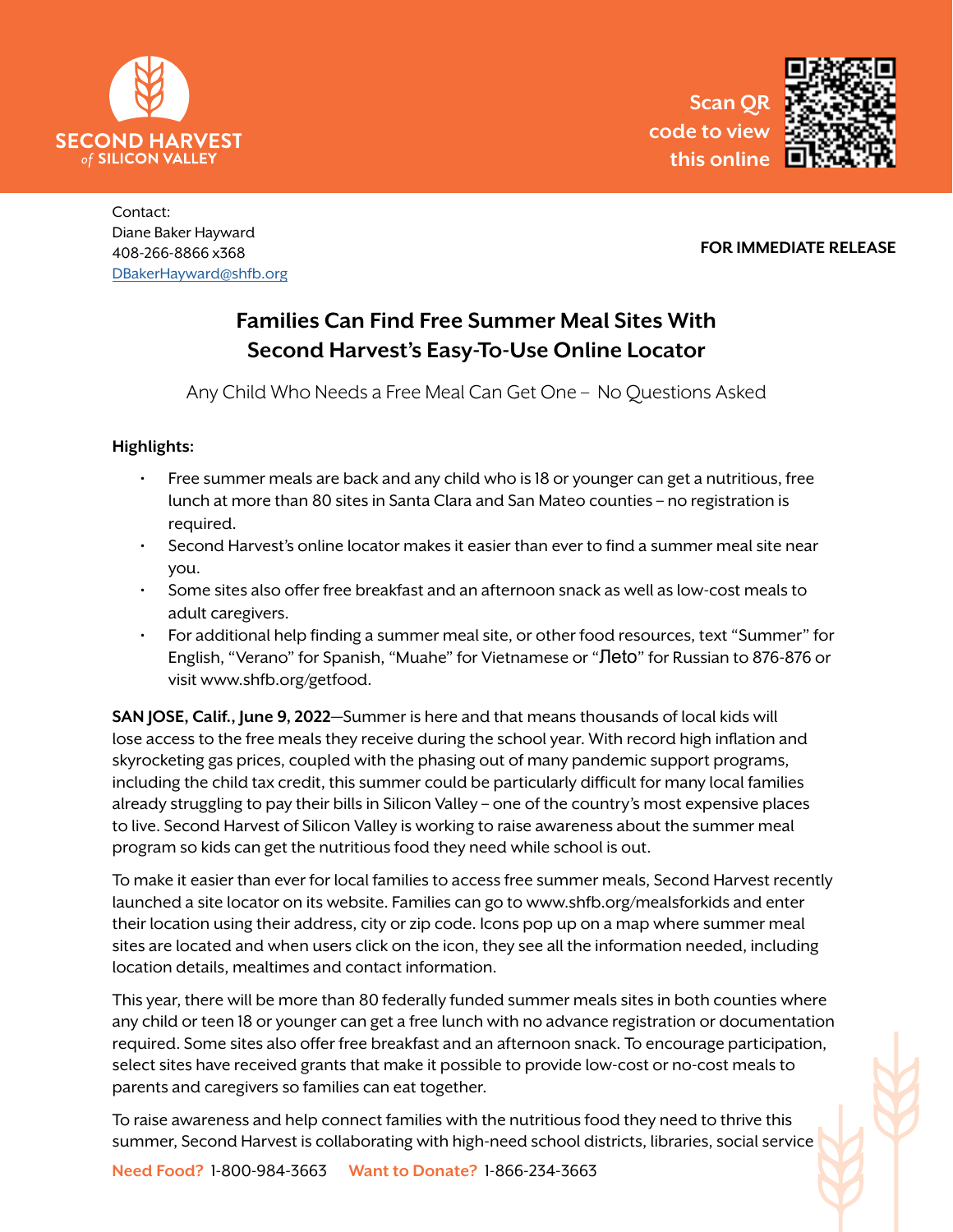SECOND HARVEST of SILICON VALLEY

Scan QR code to view this online

Contact:
Diane Baker Hayward
408-266-8866 x368
DBakerHayward@shfb.org

**FOR IMMEDIATE RELEASE**

# Families Can Find Free Summer Meal Sites With Second Harvest's Easy-To-Use Online Locator

Any Child Who Needs a Free Meal Can Get One – No Questions Asked

**Highlights:**

- Free summer meals are back and any child who is 18 or younger can get a nutritious, free lunch at more than 80 sites in Santa Clara and San Mateo counties – no registration is required.
- Second Harvest's online locator makes it easier than ever to find a summer meal site near you.
- Some sites also offer free breakfast and an afternoon snack as well as low-cost meals to adult caregivers.
- For additional help finding a summer meal site, or other food resources, text "Summer" for English, "Verano" for Spanish, "Muahe" for Vietnamese or "Лето" for Russian to 876-876 or visit www.shfb.org/getfood.

**SAN JOSE, Calif., June 9, 2022**—Summer is here and that means thousands of local kids will lose access to the free meals they receive during the school year. With record high inflation and skyrocketing gas prices, coupled with the phasing out of many pandemic support programs, including the child tax credit, this summer could be particularly difficult for many local families already struggling to pay their bills in Silicon Valley – one of the country's most expensive places to live. Second Harvest of Silicon Valley is working to raise awareness about the summer meal program so kids can get the nutritious food they need while school is out.

To make it easier than ever for local families to access free summer meals, Second Harvest recently launched a site locator on its website. Families can go to www.shfb.org/mealsforkids and enter their location using their address, city or zip code. Icons pop up on a map where summer meal sites are located and when users click on the icon, they see all the information needed, including location details, mealtimes and contact information.

This year, there will be more than 80 federally funded summer meals sites in both counties where any child or teen 18 or younger can get a free lunch with no advance registration or documentation required. Some sites also offer free breakfast and an afternoon snack. To encourage participation, select sites have received grants that make it possible to provide low-cost or no-cost meals to parents and caregivers so families can eat together.

To raise awareness and help connect families with the nutritious food they need to thrive this summer, Second Harvest is collaborating with high-need school districts, libraries, social service

**Need Food?** 1-800-984-3663 **Want to Donate?** 1-866-234-3663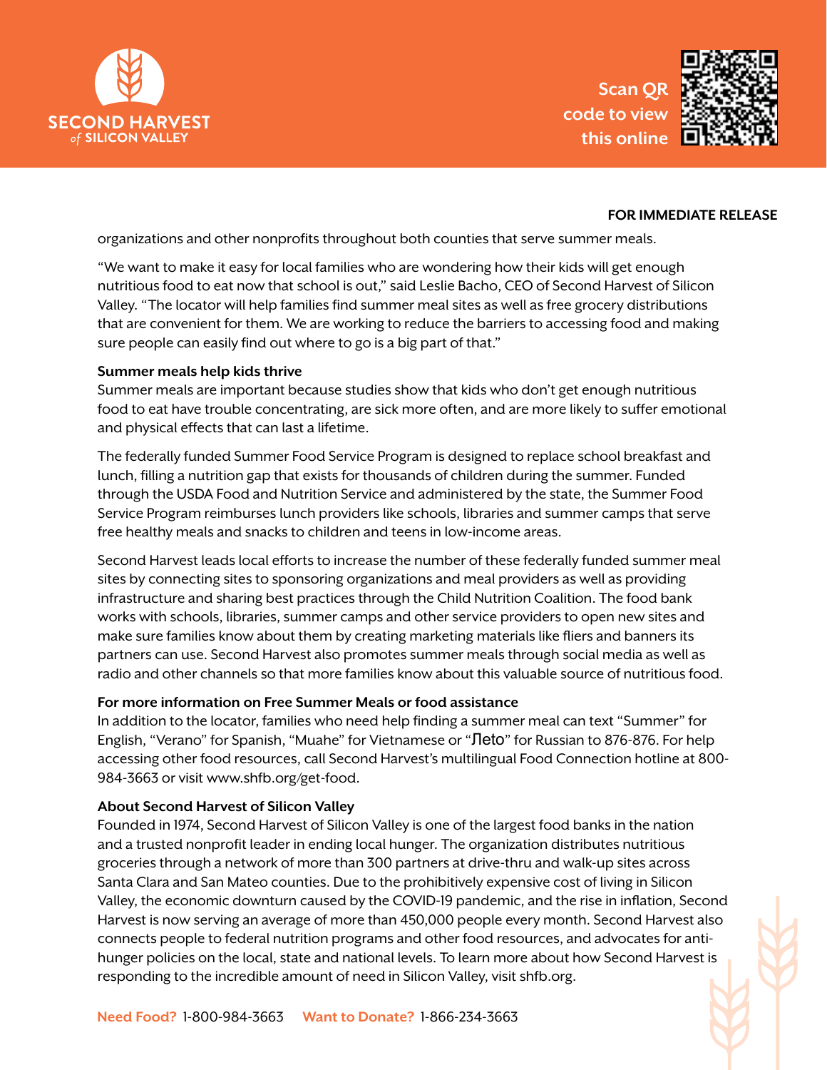**FOR IMMEDIATE RELEASE**

organizations and other nonprofits throughout both counties that serve summer meals.

"We want to make it easy for local families who are wondering how their kids will get enough nutritious food to eat now that school is out," said Leslie Bacho, CEO of Second Harvest of Silicon Valley. "The locator will help families find summer meal sites as well as free grocery distributions that are convenient for them. We are working to reduce the barriers to accessing food and making sure people can easily find out where to go is a big part of that."

**Summer meals help kids thrive**

Summer meals are important because studies show that kids who don't get enough nutritious food to eat have trouble concentrating, are sick more often, and are more likely to suffer emotional and physical effects that can last a lifetime.

The federally funded Summer Food Service Program is designed to replace school breakfast and lunch, filling a nutrition gap that exists for thousands of children during the summer. Funded through the USDA Food and Nutrition Service and administered by the state, the Summer Food Service Program reimburses lunch providers like schools, libraries and summer camps that serve free healthy meals and snacks to children and teens in low-income areas.

Second Harvest leads local efforts to increase the number of these federally funded summer meal sites by connecting sites to sponsoring organizations and meal providers as well as providing infrastructure and sharing best practices through the Child Nutrition Coalition. The food bank works with schools, libraries, summer camps and other service providers to open new sites and make sure families know about them by creating marketing materials like fliers and banners its partners can use. Second Harvest also promotes summer meals through social media as well as radio and other channels so that more families know about this valuable source of nutritious food.

**For more information on Free Summer Meals or food assistance**

In addition to the locator, families who need help finding a summer meal can text "Summer" for English, "Verano" for Spanish, "Muahe" for Vietnamese or "Лето" for Russian to 876-876. For help accessing other food resources, call Second Harvest's multilingual Food Connection hotline at 800-984-3663 or visit www.shfb.org/get-food.

**About Second Harvest of Silicon Valley**

Founded in 1974, Second Harvest of Silicon Valley is one of the largest food banks in the nation and a trusted nonprofit leader in ending local hunger. The organization distributes nutritious groceries through a network of more than 300 partners at drive-thru and walk-up sites across Santa Clara and San Mateo counties. Due to the prohibitively expensive cost of living in Silicon Valley, the economic downturn caused by the COVID-19 pandemic, and the rise in inflation, Second Harvest is now serving an average of more than 450,000 people every month. Second Harvest also connects people to federal nutrition programs and other food resources, and advocates for anti-hunger policies on the local, state and national levels. To learn more about how Second Harvest is responding to the incredible amount of need in Silicon Valley, visit shfb.org.

**Need Food?** 1-800-984-3663 **Want to Donate?** 1-866-234-3663